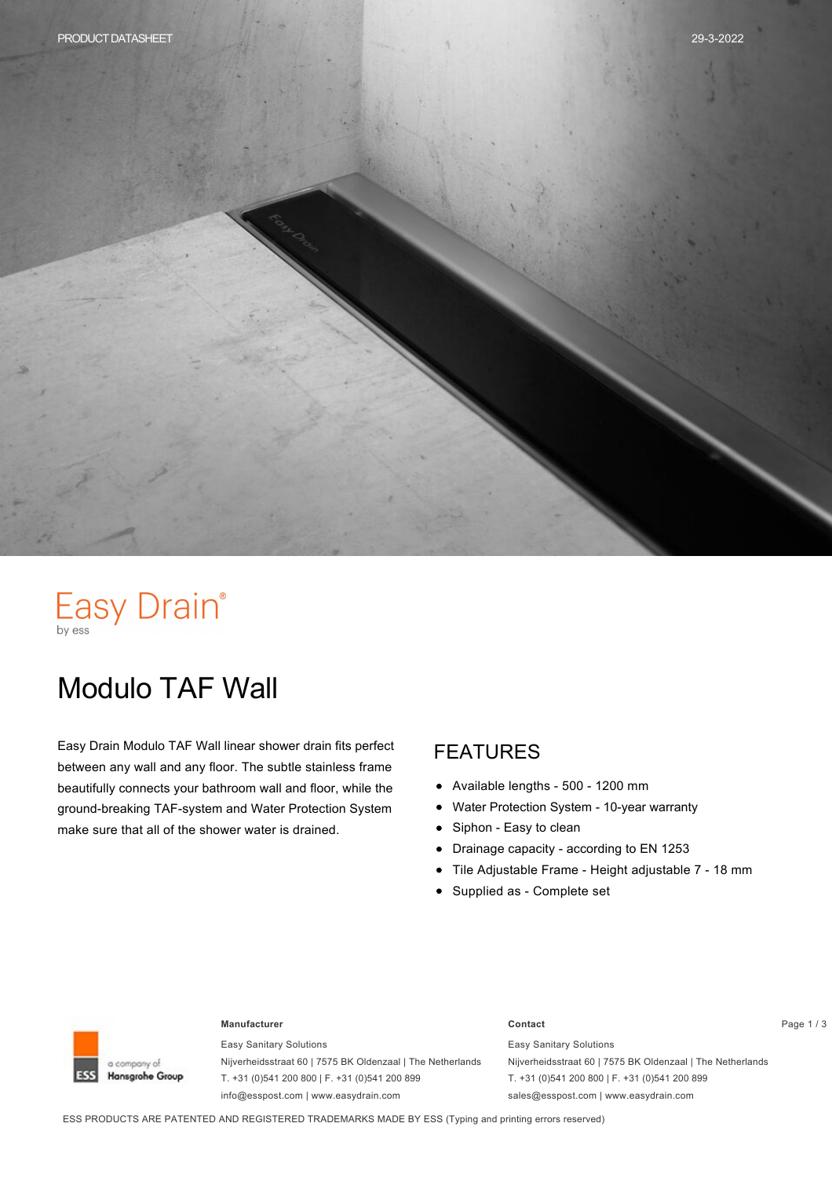PRODUCT DATASHEET

29-3-2022

Easy Drain®
by ess

# Modulo TAF Wall

Easy Drain Modulo TAF Wall linear shower drain fits perfect between any wall and any floor. The subtle stainless frame beautifully connects your bathroom wall and floor, while the ground-breaking TAF-system and Water Protection System make sure that all of the shower water is drained.

## FEATURES

- Available lengths - 500 - 1200 mm
- Water Protection System - 10-year warranty
- Siphon - Easy to clean
- Drainage capacity - according to EN 1253
- Tile Adjustable Frame - Height adjustable 7 - 18 mm
- Supplied as - Complete set

ESS a company of Hansgrohe Group

**Manufacturer**

Easy Sanitary Solutions
Nijverheidsstraat 60 | 7575 BK Oldenzaal | The Netherlands
T. +31 (0)541 200 800 | F. +31 (0)541 200 899
info@esspost.com | www.easydrain.com

**Contact**

Easy Sanitary Solutions
Nijverheidsstraat 60 | 7575 BK Oldenzaal | The Netherlands
T. +31 (0)541 200 800 | F. +31 (0)541 200 899
sales@esspost.com | www.easydrain.com

ESS PRODUCTS ARE PATENTED AND REGISTERED TRADEMARKS MADE BY ESS (Typing and printing errors reserved)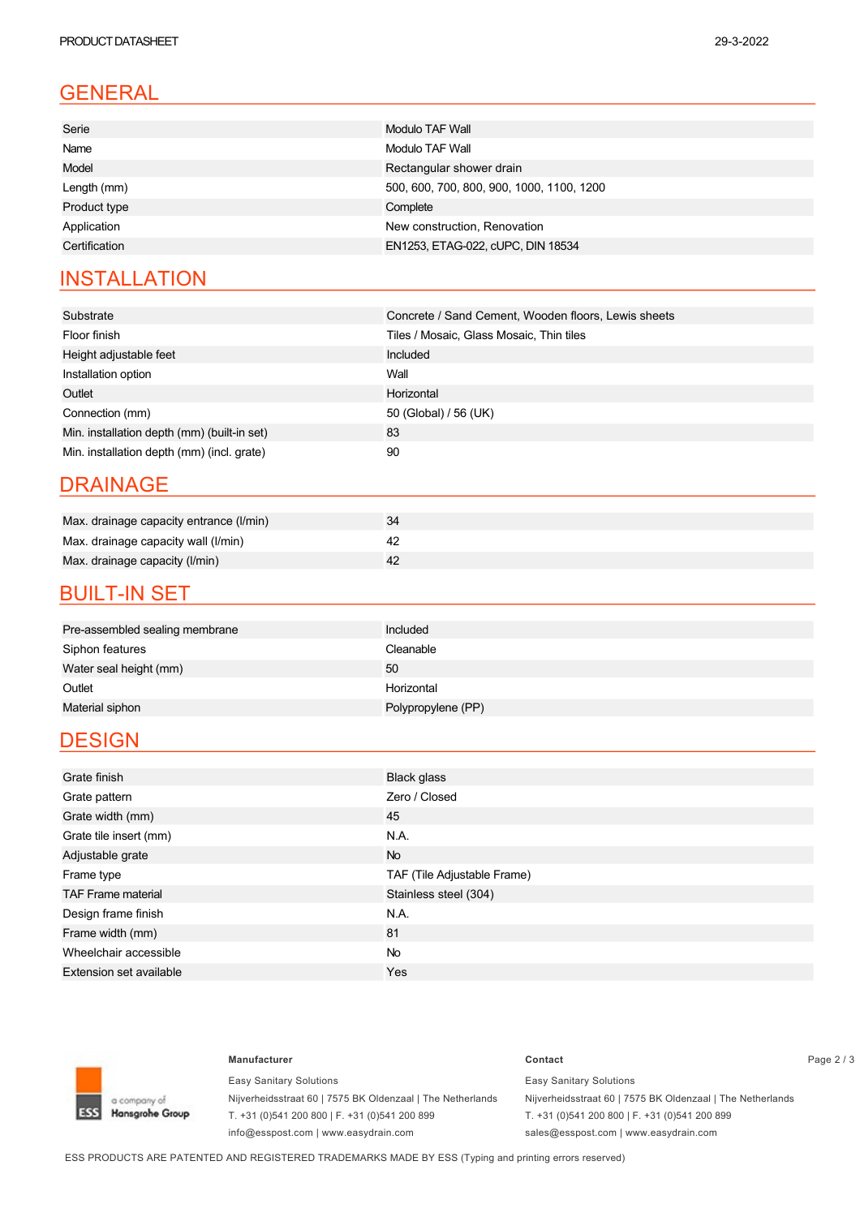## GENERAL

| | |
|---|---|
| Serie | Modulo TAF Wall |
| Name | Modulo TAF Wall |
| Model | Rectangular shower drain |
| Length (mm) | 500, 600, 700, 800, 900, 1000, 1100, 1200 |
| Product type | Complete |
| Application | New construction, Renovation |
| Certification | EN1253, ETAG-022, cUPC, DIN 18534 |

## INSTALLATION

| | |
|---|---|
| Substrate | Concrete / Sand Cement, Wooden floors, Lewis sheets |
| Floor finish | Tiles / Mosaic, Glass Mosaic, Thin tiles |
| Height adjustable feet | Included |
| Installation option | Wall |
| Outlet | Horizontal |
| Connection (mm) | 50 (Global) / 56 (UK) |
| Min. installation depth (mm) (built-in set) | 83 |
| Min. installation depth (mm) (incl. grate) | 90 |

## DRAINAGE

| | |
|---|---|
| Max. drainage capacity entrance (l/min) | 34 |
| Max. drainage capacity wall (l/min) | 42 |
| Max. drainage capacity (l/min) | 42 |

## BUILT-IN SET

| | |
|---|---|
| Pre-assembled sealing membrane | Included |
| Siphon features | Cleanable |
| Water seal height (mm) | 50 |
| Outlet | Horizontal |
| Material siphon | Polypropylene (PP) |

## DESIGN

| | |
|---|---|
| Grate finish | Black glass |
| Grate pattern | Zero / Closed |
| Grate width (mm) | 45 |
| Grate tile insert (mm) | N.A. |
| Adjustable grate | No |
| Frame type | TAF (Tile Adjustable Frame) |
| TAF Frame material | Stainless steel (304) |
| Design frame finish | N.A. |
| Frame width (mm) | 81 |
| Wheelchair accessible | No |
| Extension set available | Yes |

ESS a company of Hansgrohe Group

**Manufacturer**

Easy Sanitary Solutions
Nijverheidsstraat 60 | 7575 BK Oldenzaal | The Netherlands
T. +31 (0)541 200 800 | F. +31 (0)541 200 899
info@esspost.com | www.easydrain.com

**Contact**

Easy Sanitary Solutions
Nijverheidsstraat 60 | 7575 BK Oldenzaal | The Netherlands
T. +31 (0)541 200 800 | F. +31 (0)541 200 899
sales@esspost.com | www.easydrain.com

ESS PRODUCTS ARE PATENTED AND REGISTERED TRADEMARKS MADE BY ESS (Typing and printing errors reserved)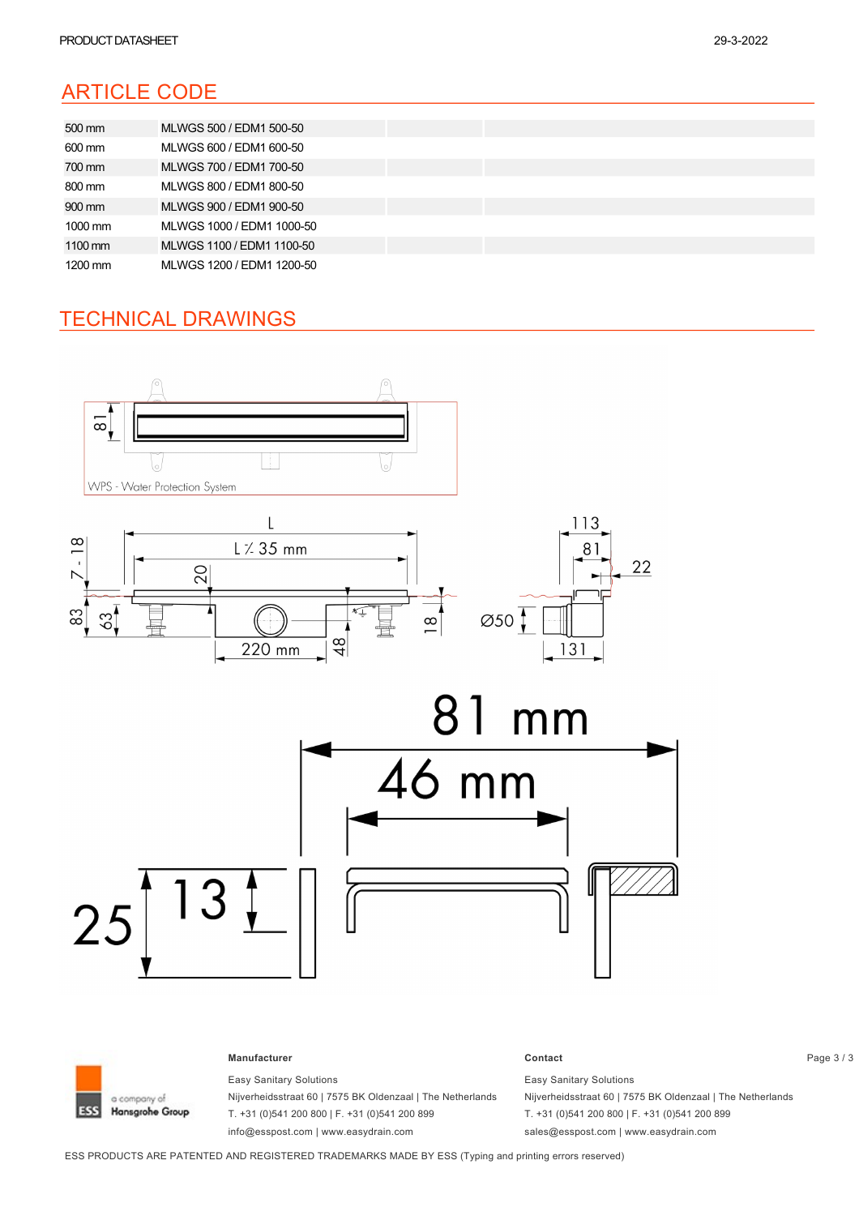## ARTICLE CODE

| | |
|---|---|
| 500 mm | MLWGS 500 / EDM1 500-50 |
| 600 mm | MLWGS 600 / EDM1 600-50 |
| 700 mm | MLWGS 700 / EDM1 700-50 |
| 800 mm | MLWGS 800 / EDM1 800-50 |
| 900 mm | MLWGS 900 / EDM1 900-50 |
| 1000 mm | MLWGS 1000 / EDM1 1000-50 |
| 1100 mm | MLWGS 1100 / EDM1 1100-50 |
| 1200 mm | MLWGS 1200 / EDM1 1200-50 |

## TECHNICAL DRAWINGS

81

WPS - Water Protection System

L

L ⁄ 35 mm

7 - 18

20

83

63

220 mm

48

18

113

81

22

Ø50

131

81 mm

46 mm

25

13

**Manufacturer**

Easy Sanitary Solutions
Nijverheidsstraat 60 | 7575 BK Oldenzaal | The Netherlands
T. +31 (0)541 200 800 | F. +31 (0)541 200 899
info@esspost.com | www.easydrain.com

**Contact**

Easy Sanitary Solutions
Nijverheidsstraat 60 | 7575 BK Oldenzaal | The Netherlands
T. +31 (0)541 200 800 | F. +31 (0)541 200 899
sales@esspost.com | www.easydrain.com

ESS PRODUCTS ARE PATENTED AND REGISTERED TRADEMARKS MADE BY ESS (Typing and printing errors reserved)